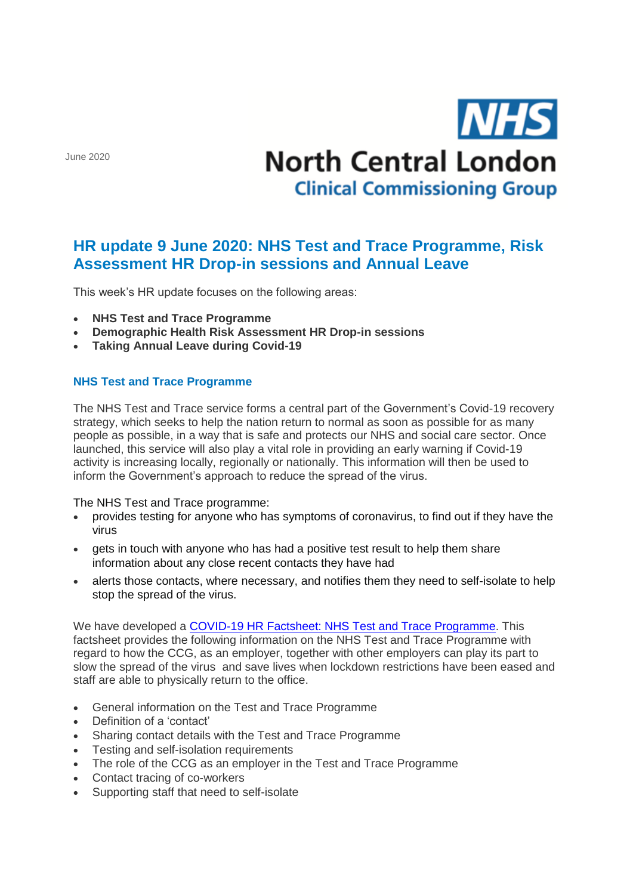June 2020

**NHS**

**North Central London**

**Clinical Commissioning Group**

# HR update 9 June 2020: NHS Test and Trace Programme, Risk Assessment HR Drop-in sessions and Annual Leave

This week's HR update focuses on the following areas:

- **NHS Test and Trace Programme**
- **Demographic Health Risk Assessment HR Drop-in sessions**
- **Taking Annual Leave during Covid-19**

## NHS Test and Trace Programme

The NHS Test and Trace service forms a central part of the Government's Covid-19 recovery strategy, which seeks to help the nation return to normal as soon as possible for as many people as possible, in a way that is safe and protects our NHS and social care sector. Once launched, this service will also play a vital role in providing an early warning if Covid-19 activity is increasing locally, regionally or nationally. This information will then be used to inform the Government's approach to reduce the spread of the virus.

The NHS Test and Trace programme:

- provides testing for anyone who has symptoms of coronavirus, to find out if they have the virus
- gets in touch with anyone who has had a positive test result to help them share information about any close recent contacts they have had
- alerts those contacts, where necessary, and notifies them they need to self-isolate to help stop the spread of the virus.

We have developed a COVID-19 HR Factsheet: NHS Test and Trace Programme. This factsheet provides the following information on the NHS Test and Trace Programme with regard to how the CCG, as an employer, together with other employers can play its part to slow the spread of the virus and save lives when lockdown restrictions have been eased and staff are able to physically return to the office.

- General information on the Test and Trace Programme
- Definition of a 'contact'
- Sharing contact details with the Test and Trace Programme
- Testing and self-isolation requirements
- The role of the CCG as an employer in the Test and Trace Programme
- Contact tracing of co-workers
- Supporting staff that need to self-isolate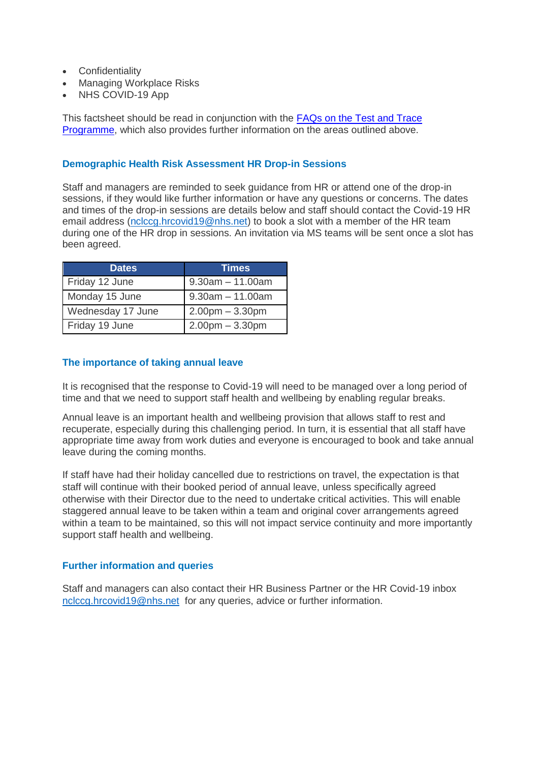- Confidentiality
- Managing Workplace Risks
- NHS COVID-19 App

This factsheet should be read in conjunction with the [FAQs on the Test and Trace Programme](), which also provides further information on the areas outlined above.

### Demographic Health Risk Assessment HR Drop-in Sessions

Staff and managers are reminded to seek guidance from HR or attend one of the drop-in sessions, if they would like further information or have any questions or concerns. The dates and times of the drop-in sessions are details below and staff should contact the Covid-19 HR email address (nclccg.hrcovid19@nhs.net) to book a slot with a member of the HR team during one of the HR drop in sessions. An invitation via MS teams will be sent once a slot has been agreed.

| Dates | Times |
|---|---|
| Friday 12 June | 9.30am – 11.00am |
| Monday 15 June | 9.30am – 11.00am |
| Wednesday 17 June | 2.00pm – 3.30pm |
| Friday 19 June | 2.00pm – 3.30pm |

### The importance of taking annual leave

It is recognised that the response to Covid-19 will need to be managed over a long period of time and that we need to support staff health and wellbeing by enabling regular breaks.

Annual leave is an important health and wellbeing provision that allows staff to rest and recuperate, especially during this challenging period. In turn, it is essential that all staff have appropriate time away from work duties and everyone is encouraged to book and take annual leave during the coming months.

If staff have had their holiday cancelled due to restrictions on travel, the expectation is that staff will continue with their booked period of annual leave, unless specifically agreed otherwise with their Director due to the need to undertake critical activities. This will enable staggered annual leave to be taken within a team and original cover arrangements agreed within a team to be maintained, so this will not impact service continuity and more importantly support staff health and wellbeing.

### Further information and queries

Staff and managers can also contact their HR Business Partner or the HR Covid-19 inbox nclccg.hrcovid19@nhs.net for any queries, advice or further information.